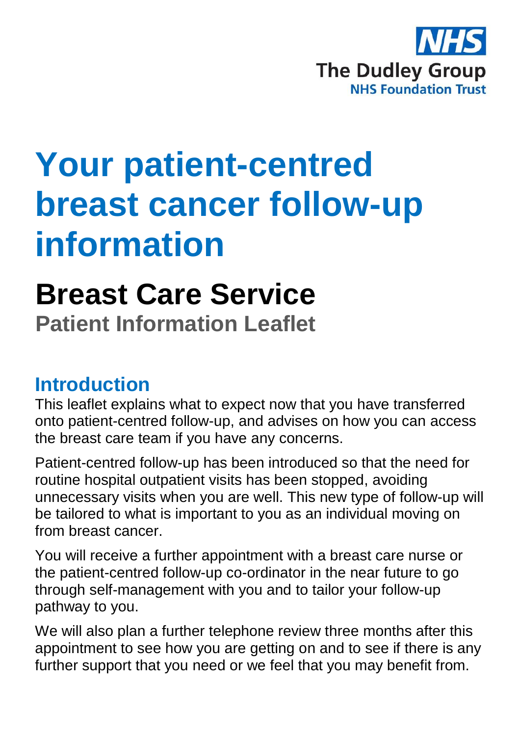NHS

The Dudley Group
NHS Foundation Trust

# Your patient-centred breast cancer follow-up information

## Breast Care Service

### Patient Information Leaflet

## Introduction

This leaflet explains what to expect now that you have transferred onto patient-centred follow-up, and advises on how you can access the breast care team if you have any concerns.

Patient-centred follow-up has been introduced so that the need for routine hospital outpatient visits has been stopped, avoiding unnecessary visits when you are well. This new type of follow-up will be tailored to what is important to you as an individual moving on from breast cancer.

You will receive a further appointment with a breast care nurse or the patient-centred follow-up co-ordinator in the near future to go through self-management with you and to tailor your follow-up pathway to you.

We will also plan a further telephone review three months after this appointment to see how you are getting on and to see if there is any further support that you need or we feel that you may benefit from.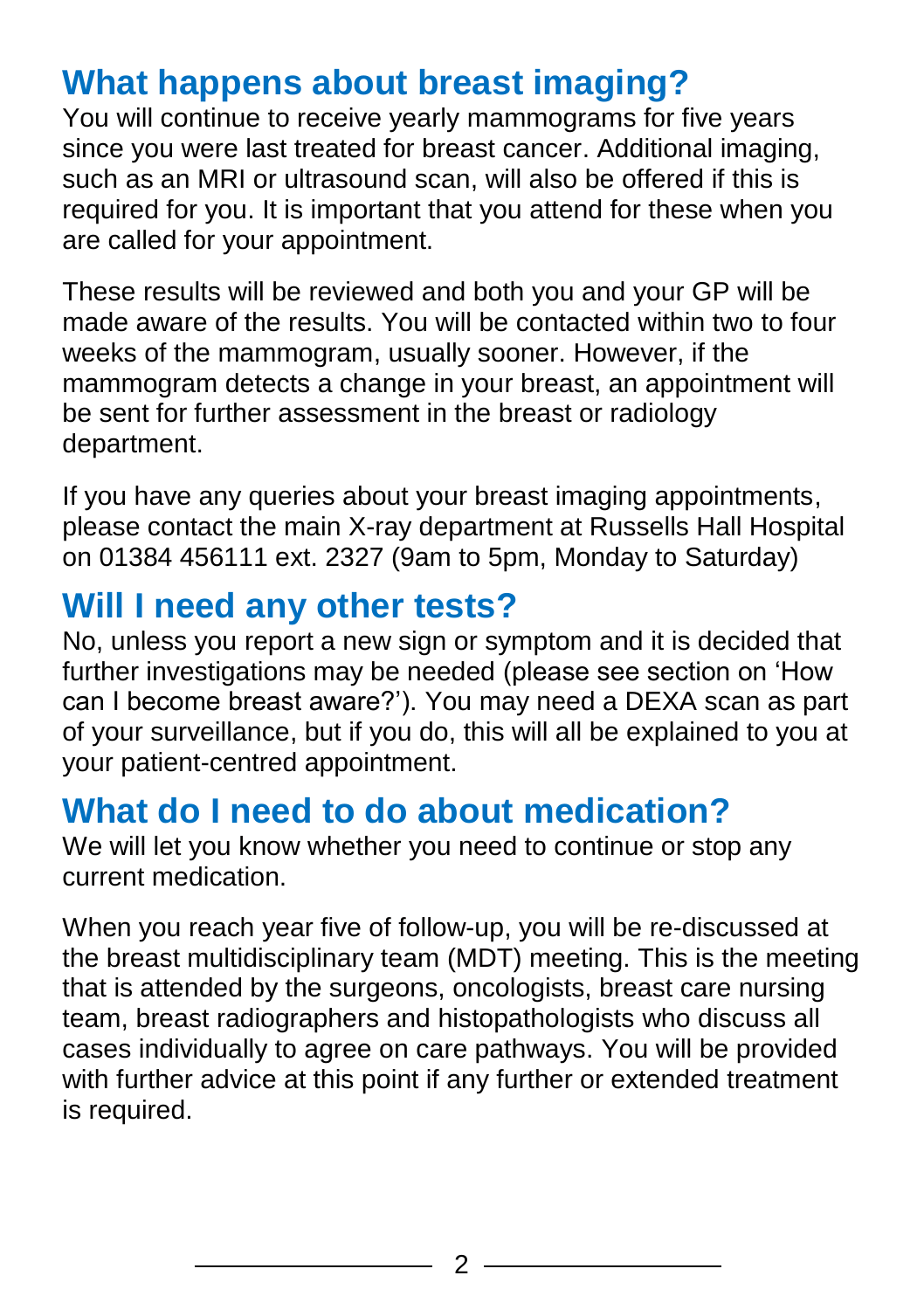## What happens about breast imaging?

You will continue to receive yearly mammograms for five years since you were last treated for breast cancer. Additional imaging, such as an MRI or ultrasound scan, will also be offered if this is required for you. It is important that you attend for these when you are called for your appointment.

These results will be reviewed and both you and your GP will be made aware of the results. You will be contacted within two to four weeks of the mammogram, usually sooner. However, if the mammogram detects a change in your breast, an appointment will be sent for further assessment in the breast or radiology department.

If you have any queries about your breast imaging appointments, please contact the main X-ray department at Russells Hall Hospital on 01384 456111 ext. 2327 (9am to 5pm, Monday to Saturday)

## Will I need any other tests?

No, unless you report a new sign or symptom and it is decided that further investigations may be needed (please see section on 'How can I become breast aware?'). You may need a DEXA scan as part of your surveillance, but if you do, this will all be explained to you at your patient-centred appointment.

## What do I need to do about medication?

We will let you know whether you need to continue or stop any current medication.

When you reach year five of follow-up, you will be re-discussed at the breast multidisciplinary team (MDT) meeting. This is the meeting that is attended by the surgeons, oncologists, breast care nursing team, breast radiographers and histopathologists who discuss all cases individually to agree on care pathways. You will be provided with further advice at this point if any further or extended treatment is required.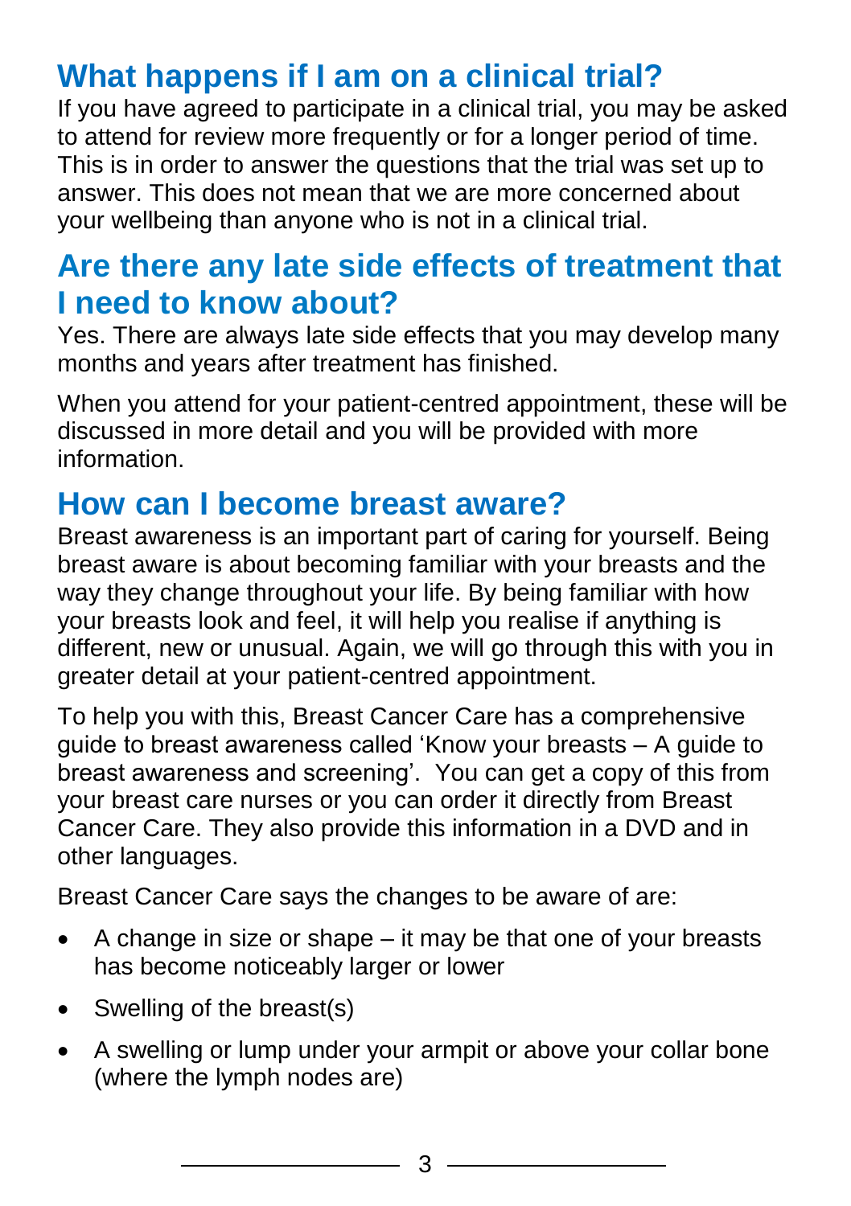## What happens if I am on a clinical trial?

If you have agreed to participate in a clinical trial, you may be asked to attend for review more frequently or for a longer period of time. This is in order to answer the questions that the trial was set up to answer. This does not mean that we are more concerned about your wellbeing than anyone who is not in a clinical trial.

## Are there any late side effects of treatment that I need to know about?

Yes. There are always late side effects that you may develop many months and years after treatment has finished.

When you attend for your patient-centred appointment, these will be discussed in more detail and you will be provided with more information.

## How can I become breast aware?

Breast awareness is an important part of caring for yourself. Being breast aware is about becoming familiar with your breasts and the way they change throughout your life. By being familiar with how your breasts look and feel, it will help you realise if anything is different, new or unusual. Again, we will go through this with you in greater detail at your patient-centred appointment.

To help you with this, Breast Cancer Care has a comprehensive guide to breast awareness called 'Know your breasts – A guide to breast awareness and screening'. You can get a copy of this from your breast care nurses or you can order it directly from Breast Cancer Care. They also provide this information in a DVD and in other languages.

Breast Cancer Care says the changes to be aware of are:

- A change in size or shape – it may be that one of your breasts has become noticeably larger or lower
- Swelling of the breast(s)
- A swelling or lump under your armpit or above your collar bone (where the lymph nodes are)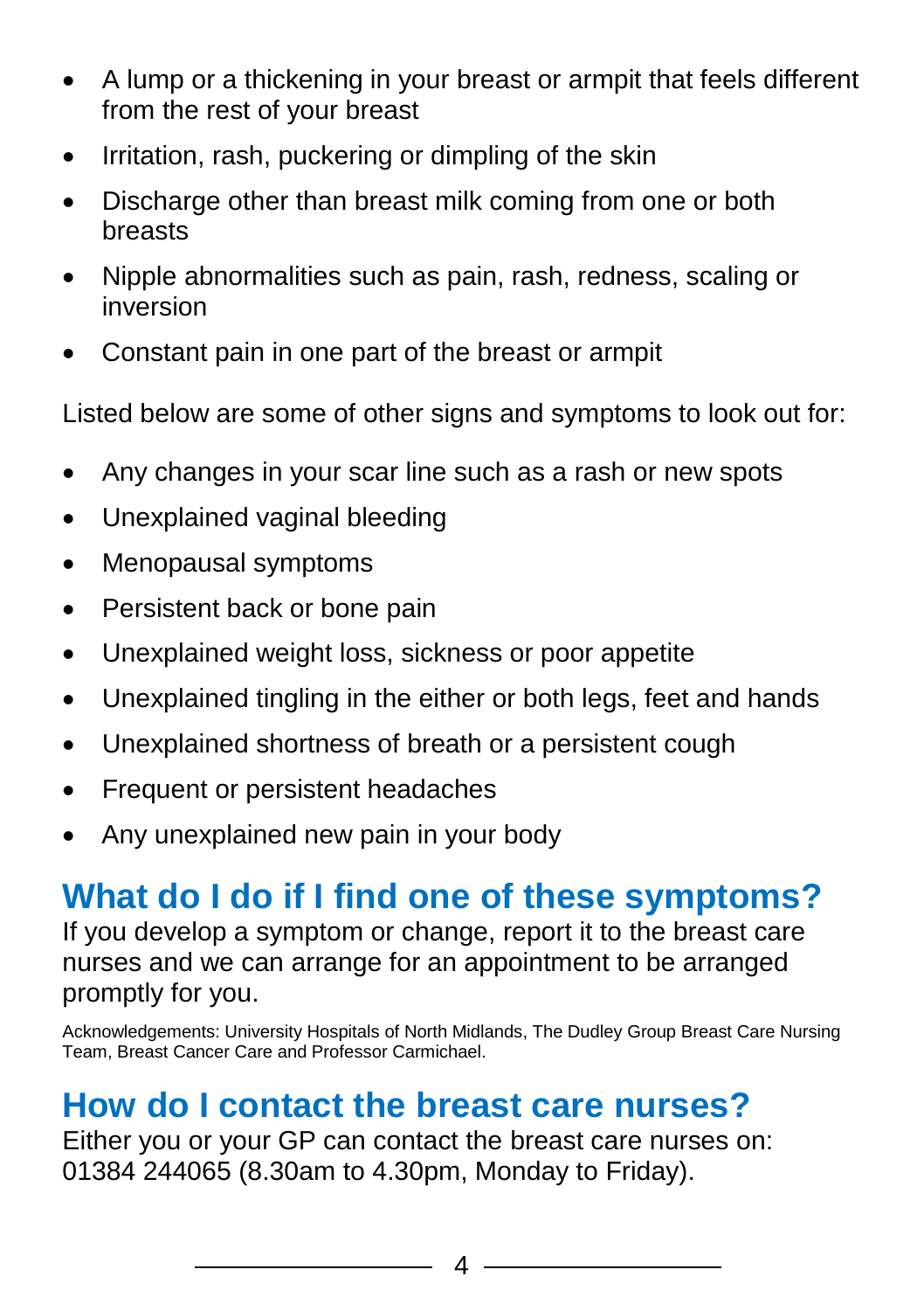- A lump or a thickening in your breast or armpit that feels different from the rest of your breast
- Irritation, rash, puckering or dimpling of the skin
- Discharge other than breast milk coming from one or both breasts
- Nipple abnormalities such as pain, rash, redness, scaling or inversion
- Constant pain in one part of the breast or armpit

Listed below are some of other signs and symptoms to look out for:

- Any changes in your scar line such as a rash or new spots
- Unexplained vaginal bleeding
- Menopausal symptoms
- Persistent back or bone pain
- Unexplained weight loss, sickness or poor appetite
- Unexplained tingling in the either or both legs, feet and hands
- Unexplained shortness of breath or a persistent cough
- Frequent or persistent headaches
- Any unexplained new pain in your body

## What do I do if I find one of these symptoms?

If you develop a symptom or change, report it to the breast care nurses and we can arrange for an appointment to be arranged promptly for you.

Acknowledgements: University Hospitals of North Midlands, The Dudley Group Breast Care Nursing Team, Breast Cancer Care and Professor Carmichael.

## How do I contact the breast care nurses?

Either you or your GP can contact the breast care nurses on: 01384 244065 (8.30am to 4.30pm, Monday to Friday).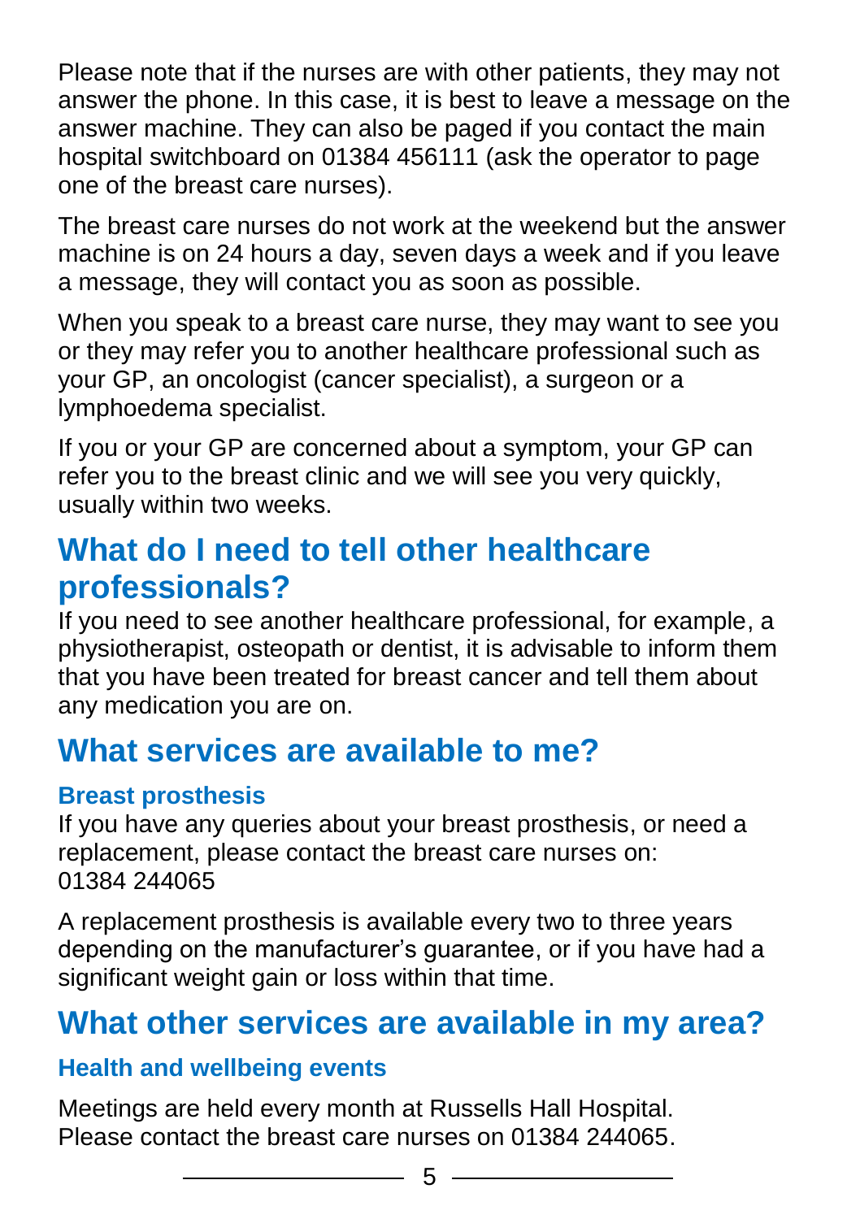Please note that if the nurses are with other patients, they may not answer the phone. In this case, it is best to leave a message on the answer machine. They can also be paged if you contact the main hospital switchboard on 01384 456111 (ask the operator to page one of the breast care nurses).

The breast care nurses do not work at the weekend but the answer machine is on 24 hours a day, seven days a week and if you leave a message, they will contact you as soon as possible.

When you speak to a breast care nurse, they may want to see you or they may refer you to another healthcare professional such as your GP, an oncologist (cancer specialist), a surgeon or a lymphoedema specialist.

If you or your GP are concerned about a symptom, your GP can refer you to the breast clinic and we will see you very quickly, usually within two weeks.

## What do I need to tell other healthcare professionals?

If you need to see another healthcare professional, for example, a physiotherapist, osteopath or dentist, it is advisable to inform them that you have been treated for breast cancer and tell them about any medication you are on.

## What services are available to me?

### Breast prosthesis

If you have any queries about your breast prosthesis, or need a replacement, please contact the breast care nurses on:
01384 244065

A replacement prosthesis is available every two to three years depending on the manufacturer's guarantee, or if you have had a significant weight gain or loss within that time.

## What other services are available in my area?

### Health and wellbeing events

Meetings are held every month at Russells Hall Hospital. Please contact the breast care nurses on 01384 244065.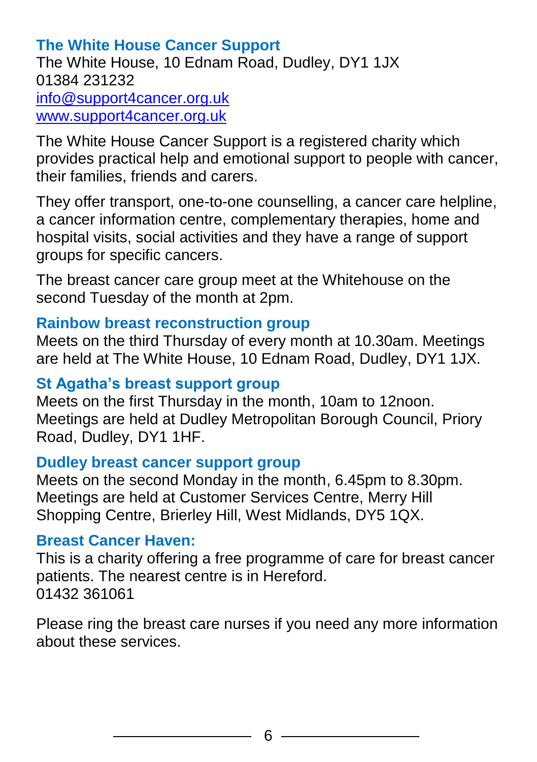### The White House Cancer Support

The White House, 10 Ednam Road, Dudley, DY1 1JX
01384 231232
info@support4cancer.org.uk
www.support4cancer.org.uk

The White House Cancer Support is a registered charity which provides practical help and emotional support to people with cancer, their families, friends and carers.

They offer transport, one-to-one counselling, a cancer care helpline, a cancer information centre, complementary therapies, home and hospital visits, social activities and they have a range of support groups for specific cancers.

The breast cancer care group meet at the Whitehouse on the second Tuesday of the month at 2pm.

### Rainbow breast reconstruction group

Meets on the third Thursday of every month at 10.30am. Meetings are held at The White House, 10 Ednam Road, Dudley, DY1 1JX.

### St Agatha's breast support group

Meets on the first Thursday in the month, 10am to 12noon. Meetings are held at Dudley Metropolitan Borough Council, Priory Road, Dudley, DY1 1HF.

### Dudley breast cancer support group

Meets on the second Monday in the month, 6.45pm to 8.30pm. Meetings are held at Customer Services Centre, Merry Hill Shopping Centre, Brierley Hill, West Midlands, DY5 1QX.

### Breast Cancer Haven:

This is a charity offering a free programme of care for breast cancer patients. The nearest centre is in Hereford.
01432 361061

Please ring the breast care nurses if you need any more information about these services.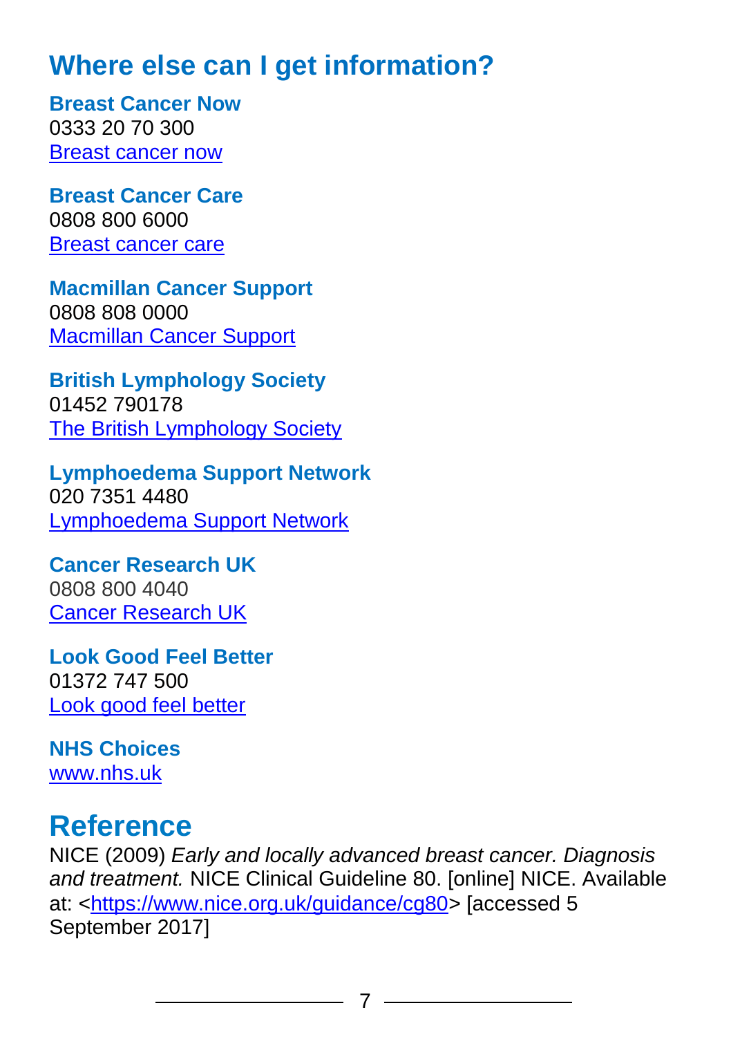## Where else can I get information?

**Breast Cancer Now**
0333 20 70 300
Breast cancer now

**Breast Cancer Care**
0808 800 6000
Breast cancer care

**Macmillan Cancer Support**
0808 808 0000
Macmillan Cancer Support

**British Lymphology Society**
01452 790178
The British Lymphology Society

**Lymphoedema Support Network**
020 7351 4480
Lymphoedema Support Network

**Cancer Research UK**
0808 800 4040
Cancer Research UK

**Look Good Feel Better**
01372 747 500
Look good feel better

**NHS Choices**
www.nhs.uk

## Reference

NICE (2009) *Early and locally advanced breast cancer. Diagnosis and treatment.* NICE Clinical Guideline 80. [online] NICE. Available at: <https://www.nice.org.uk/guidance/cg80> [accessed 5 September 2017]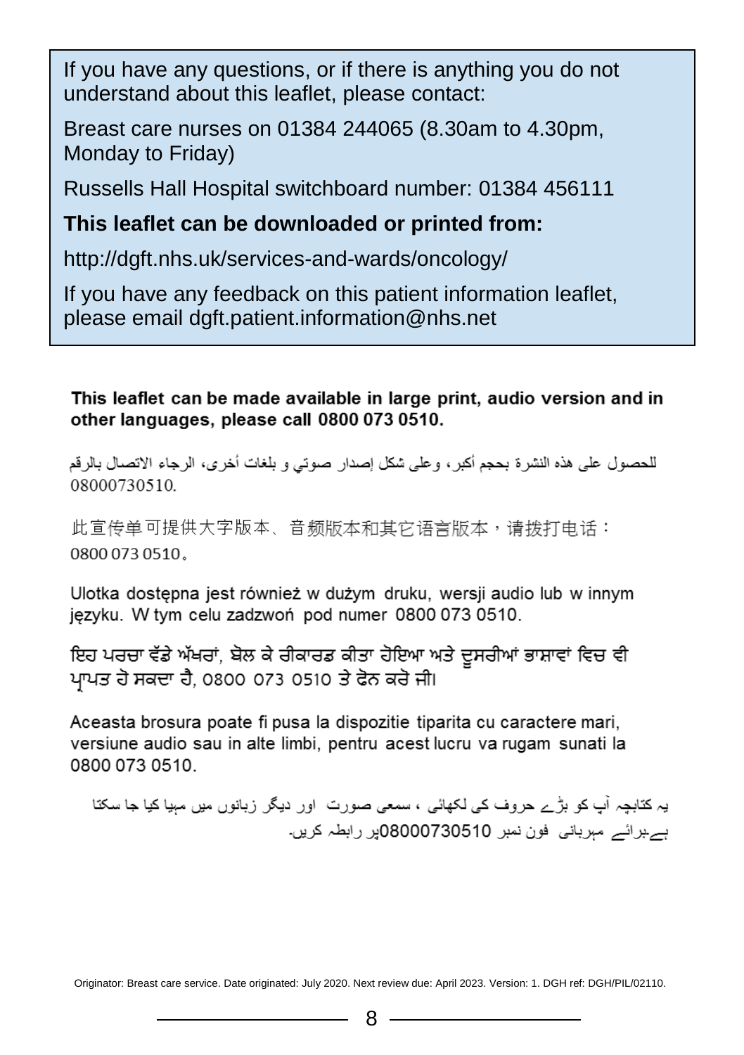If you have any questions, or if there is anything you do not understand about this leaflet, please contact:

Breast care nurses on 01384 244065 (8.30am to 4.30pm, Monday to Friday)

Russells Hall Hospital switchboard number: 01384 456111

**This leaflet can be downloaded or printed from:**

http://dgft.nhs.uk/services-and-wards/oncology/

If you have any feedback on this patient information leaflet, please email dgft.patient.information@nhs.net

**This leaflet can be made available in large print, audio version and in other languages, please call 0800 073 0510.**

للحصول على هذه النشرة بحجم أكبر، وعلى شكل إصدار صوتي و بلغات أخرى، الرجاء الاتصال بالرقم 08000730510.

此宣传单可提供大字版本、音频版本和其它语言版本，请拨打电话：0800 073 0510。

Ulotka dostępna jest również w dużym druku, wersji audio lub w innym języku. W tym celu zadzwoń pod numer 0800 073 0510.

ਇਹ ਪਰਚਾ ਵੱਡੇ ਅੱਖਰਾਂ, ਬੋਲ ਕੇ ਰੀਕਾਰਡ ਕੀਤਾ ਹੋਇਆ ਅਤੇ ਦੂਸਰੀਆਂ ਭਾਸ਼ਾਵਾਂ ਵਿਚ ਵੀ ਪ੍ਰਾਪਤ ਹੋ ਸਕਦਾ ਹੈ, 0800 073 0510 ਤੇ ਫੋਨ ਕਰੋ ਜੀ।

Aceasta brosura poate fi pusa la dispozitie tiparita cu caractere mari, versiune audio sau in alte limbi, pentru acest lucru va rugam sunati la 0800 073 0510.

یہ کتابچہ آپ کو بڑے حروف کی لکھائی ، سمعی صورت اور دیگر زبانوں میں مہیا کیا جا سکتا ہے۔برائے مہربانی فون نمبر 08000730510پر رابطہ کریں۔

Originator: Breast care service. Date originated: July 2020. Next review due: April 2023. Version: 1. DGH ref: DGH/PIL/02110.